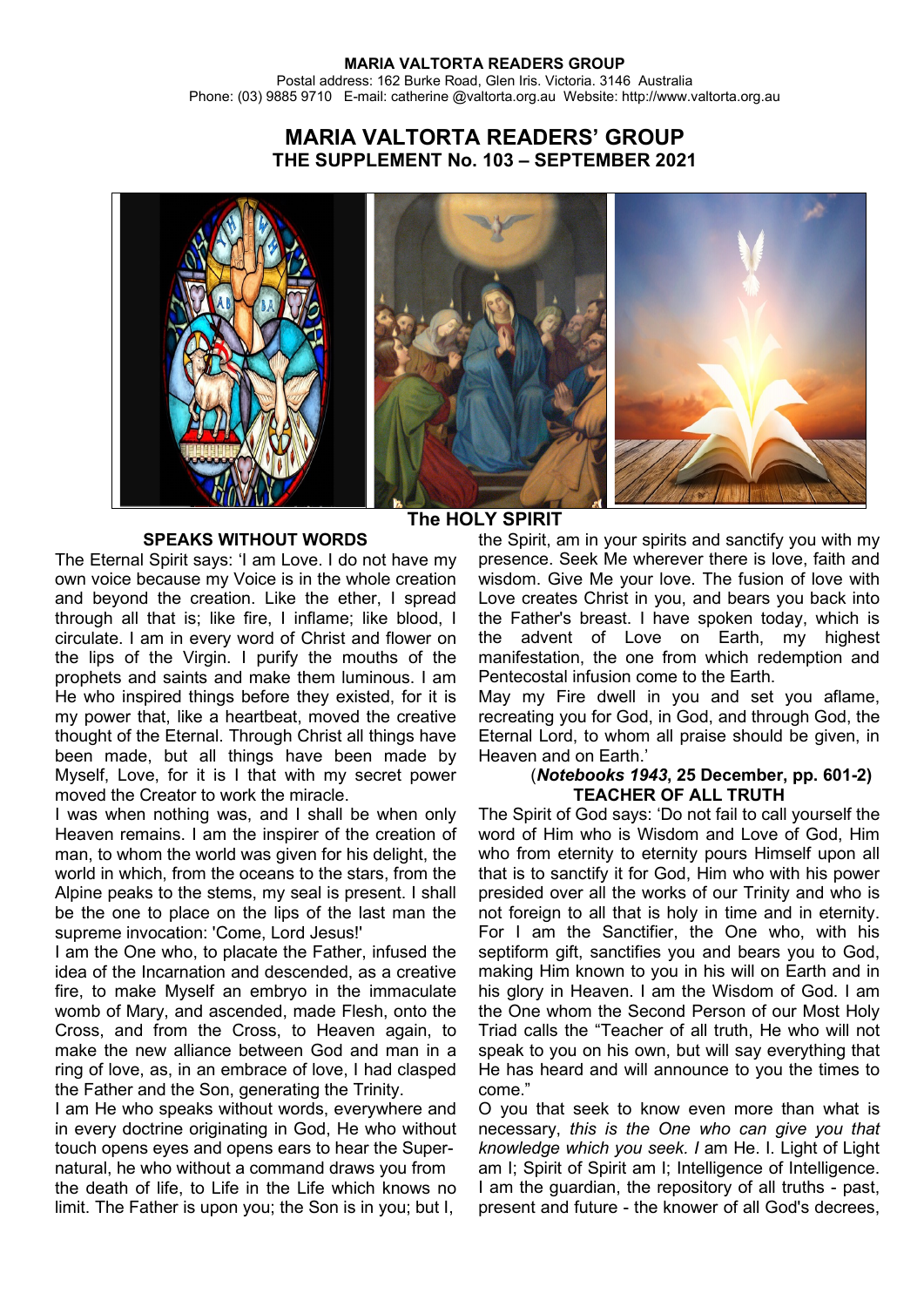**MARIA VALTORTA READERS GROUP**
Postal address: 162 Burke Road, Glen Iris. Victoria. 3146 Australia
Phone: (03) 9885 9710 E-mail: catherine @valtorta.org.au Website: http://www.valtorta.org.au

# MARIA VALTORTA READERS' GROUP
## THE SUPPLEMENT No. 103 – SEPTEMBER 2021

**The HOLY SPIRIT**

### SPEAKS WITHOUT WORDS

The Eternal Spirit says: 'I am Love. I do not have my own voice because my Voice is in the whole creation and beyond the creation. Like the ether, I spread through all that is; like fire, I inflame; like blood, I circulate. I am in every word of Christ and flower on the lips of the Virgin. I purify the mouths of the prophets and saints and make them luminous. I am He who inspired things before they existed, for it is my power that, like a heartbeat, moved the creative thought of the Eternal. Through Christ all things have been made, but all things have been made by Myself, Love, for it is I that with my secret power moved the Creator to work the miracle.

I was when nothing was, and I shall be when only Heaven remains. I am the inspirer of the creation of man, to whom the world was given for his delight, the world in which, from the oceans to the stars, from the Alpine peaks to the stems, my seal is present. I shall be the one to place on the lips of the last man the supreme invocation: 'Come, Lord Jesus!'

I am the One who, to placate the Father, infused the idea of the Incarnation and descended, as a creative fire, to make Myself an embryo in the immaculate womb of Mary, and ascended, made Flesh, onto the Cross, and from the Cross, to Heaven again, to make the new alliance between God and man in a ring of love, as, in an embrace of love, I had clasped the Father and the Son, generating the Trinity.

I am He who speaks without words, everywhere and in every doctrine originating in God, He who without touch opens eyes and opens ears to hear the Super-natural, he who without a command draws you from the death of life, to Life in the Life which knows no limit. The Father is upon you; the Son is in you; but I, the Spirit, am in your spirits and sanctify you with my presence. Seek Me wherever there is love, faith and wisdom. Give Me your love. The fusion of love with Love creates Christ in you, and bears you back into the Father's breast. I have spoken today, which is the advent of Love on Earth, my highest manifestation, the one from which redemption and Pentecostal infusion come to the Earth.

May my Fire dwell in you and set you aflame, recreating you for God, in God, and through God, the Eternal Lord, to whom all praise should be given, in Heaven and on Earth.'

**(*Notebooks 1943*, 25 December, pp. 601-2)**

### TEACHER OF ALL TRUTH

The Spirit of God says: 'Do not fail to call yourself the word of Him who is Wisdom and Love of God, Him who from eternity to eternity pours Himself upon all that is to sanctify it for God, Him who with his power presided over all the works of our Trinity and who is not foreign to all that is holy in time and in eternity. For I am the Sanctifier, the One who, with his septiform gift, sanctifies you and bears you to God, making Him known to you in his will on Earth and in his glory in Heaven. I am the Wisdom of God. I am the One whom the Second Person of our Most Holy Triad calls the "Teacher of all truth, He who will not speak to you on his own, but will say everything that He has heard and will announce to you the times to come."

O you that seek to know even more than what is necessary, *this is the One who can give you that knowledge which you seek. I* am He. I. Light of Light am I; Spirit of Spirit am I; Intelligence of Intelligence. I am the guardian, the repository of all truths - past, present and future - the knower of all God's decrees,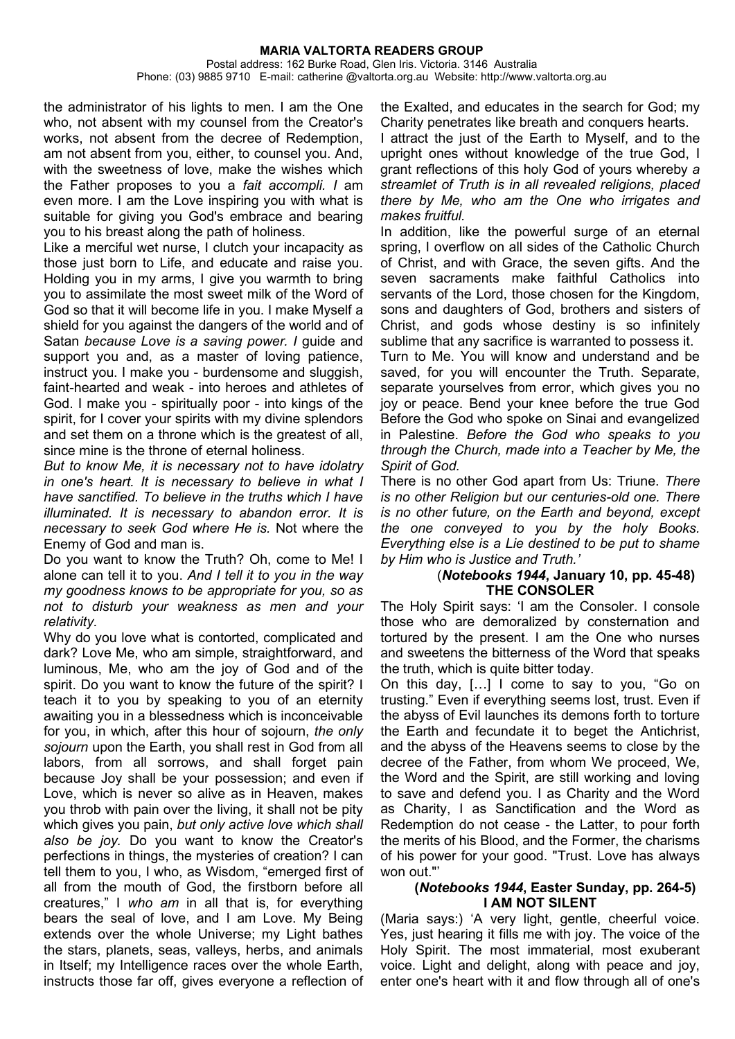the administrator of his lights to men. I am the One who, not absent with my counsel from the Creator's works, not absent from the decree of Redemption, am not absent from you, either, to counsel you. And, with the sweetness of love, make the wishes which the Father proposes to you a *fait accompli*. I am even more. I am the Love inspiring you with what is suitable for giving you God's embrace and bearing you to his breast along the path of holiness.

Like a merciful wet nurse, I clutch your incapacity as those just born to Life, and educate and raise you. Holding you in my arms, I give you warmth to bring you to assimilate the most sweet milk of the Word of God so that it will become life in you. I make Myself a shield for you against the dangers of the world and of Satan *because Love is a saving power*. I guide and support you and, as a master of loving patience, instruct you. I make you - burdensome and sluggish, faint-hearted and weak - into heroes and athletes of God. I make you - spiritually poor - into kings of the spirit, for I cover your spirits with my divine splendors and set them on a throne which is the greatest of all, since mine is the throne of eternal holiness.

*But to know Me, it is necessary not to have idolatry in one's heart. It is necessary to believe in what I have sanctified. To believe in the truths which I have illuminated. It is necessary to abandon error. It is necessary to seek God where He is.* Not where the Enemy of God and man is.

Do you want to know the Truth? Oh, come to Me! I alone can tell it to you. *And I tell it to you in the way my goodness knows to be appropriate for you, so as not to disturb your weakness as men and your relativity.*

Why do you love what is contorted, complicated and dark? Love Me, who am simple, straightforward, and luminous, Me, who am the joy of God and of the spirit. Do you want to know the future of the spirit? I teach it to you by speaking to you of an eternity awaiting you in a blessedness which is inconceivable for you, in which, after this hour of sojourn, *the only sojourn* upon the Earth, you shall rest in God from all labors, from all sorrows, and shall forget pain because Joy shall be your possession; and even if Love, which is never so alive as in Heaven, makes you throb with pain over the living, it shall not be pity which gives you pain, *but only active love which shall also be joy.* Do you want to know the Creator's perfections in things, the mysteries of creation? I can tell them to you, I who, as Wisdom, "emerged first of all from the mouth of God, the firstborn before all creatures," I *who am* in all that is, for everything bears the seal of love, and I am Love. My Being extends over the whole Universe; my Light bathes the stars, planets, seas, valleys, herbs, and animals in Itself; my Intelligence races over the whole Earth, instructs those far off, gives everyone a reflection of the Exalted, and educates in the search for God; my Charity penetrates like breath and conquers hearts.

I attract the just of the Earth to Myself, and to the upright ones without knowledge of the true God, I grant reflections of this holy God of yours whereby *a streamlet of Truth is in all revealed religions, placed there by Me, who am the One who irrigates and makes fruitful.*

In addition, like the powerful surge of an eternal spring, I overflow on all sides of the Catholic Church of Christ, and with Grace, the seven gifts. And the seven sacraments make faithful Catholics into servants of the Lord, those chosen for the Kingdom, sons and daughters of God, brothers and sisters of Christ, and gods whose destiny is so infinitely sublime that any sacrifice is warranted to possess it.

Turn to Me. You will know and understand and be saved, for you will encounter the Truth. Separate, separate yourselves from error, which gives you no joy or peace. Bend your knee before the true God Before the God who spoke on Sinai and evangelized in Palestine. *Before the God who speaks to you through the Church, made into a Teacher by Me, the Spirit of God.*

There is no other God apart from Us: Triune. *There is no other Religion but our centuries-old one. There is no other* future*, on the Earth and beyond, except the one conveyed to you by the holy Books. Everything else is a Lie destined to be put to shame by Him who is Justice and Truth.'*

**(*Notebooks 1944*, January 10, pp. 45-48)**

**THE CONSOLER**

The Holy Spirit says: 'I am the Consoler. I console those who are demoralized by consternation and tortured by the present. I am the One who nurses and sweetens the bitterness of the Word that speaks the truth, which is quite bitter today.

On this day, […] I come to say to you, "Go on trusting." Even if everything seems lost, trust. Even if the abyss of Evil launches its demons forth to torture the Earth and fecundate it to beget the Antichrist, and the abyss of the Heavens seems to close by the decree of the Father, from whom We proceed, We, the Word and the Spirit, are still working and loving to save and defend you. I as Charity and the Word as Charity, I as Sanctification and the Word as Redemption do not cease - the Latter, to pour forth the merits of his Blood, and the Former, the charisms of his power for your good. "Trust. Love has always won out."'

**(*Notebooks 1944*, Easter Sunday, pp. 264-5)**

**I AM NOT SILENT**

(Maria says:) 'A very light, gentle, cheerful voice. Yes, just hearing it fills me with joy. The voice of the Holy Spirit. The most immaterial, most exuberant voice. Light and delight, along with peace and joy, enter one's heart with it and flow through all of one's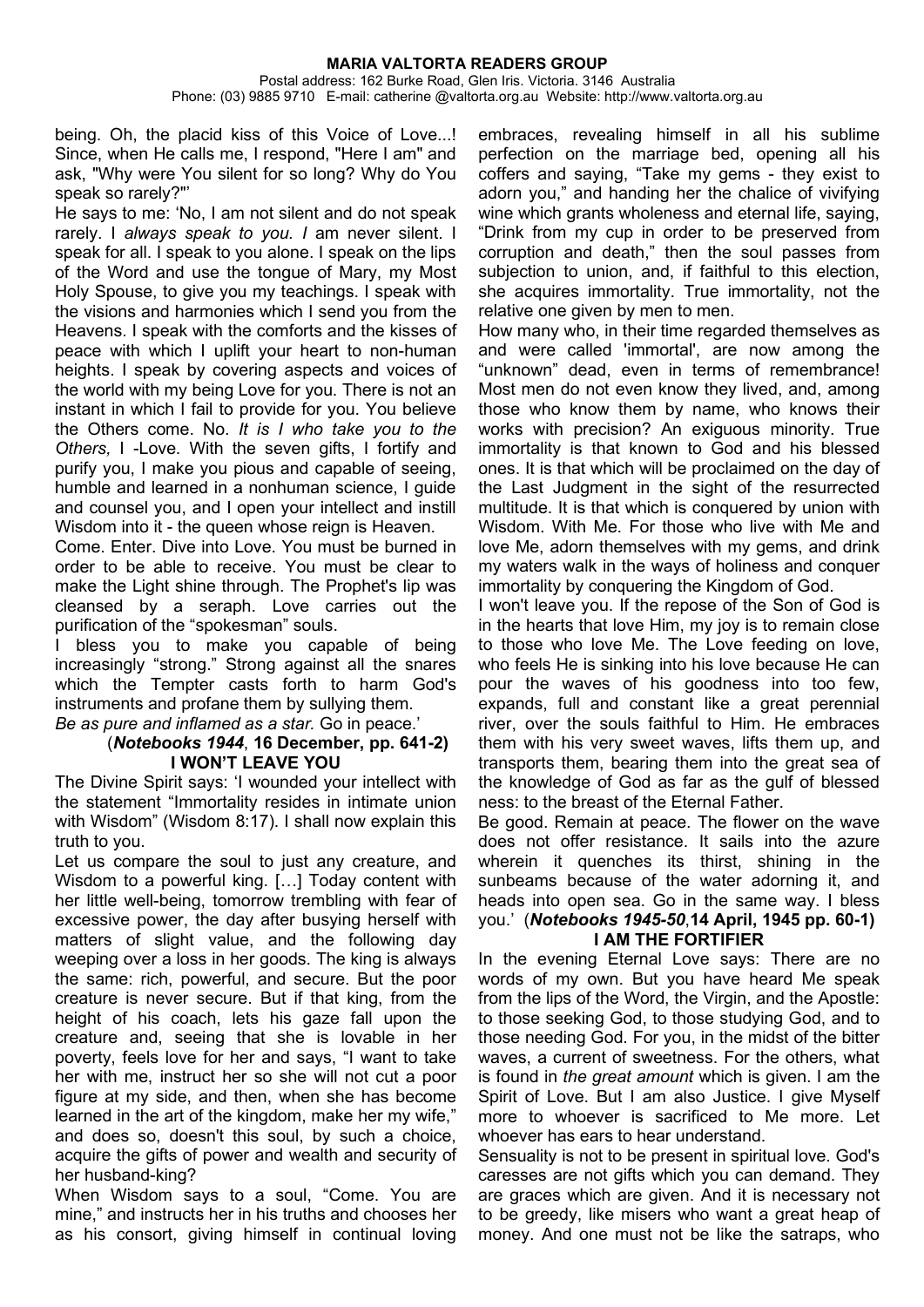being. Oh, the placid kiss of this Voice of Love...! Since, when He calls me, I respond, "Here I am" and ask, "Why were You silent for so long? Why do You speak so rarely?"'

He says to me: 'No, I am not silent and do not speak rarely. I *always speak to you. I* am never silent. I speak for all. I speak to you alone. I speak on the lips of the Word and use the tongue of Mary, my Most Holy Spouse, to give you my teachings. I speak with the visions and harmonies which I send you from the Heavens. I speak with the comforts and the kisses of peace with which I uplift your heart to non-human heights. I speak by covering aspects and voices of the world with my being Love for you. There is not an instant in which I fail to provide for you. You believe the Others come. No. *It is I who take you to the Others,* I -Love. With the seven gifts, I fortify and purify you, I make you pious and capable of seeing, humble and learned in a nonhuman science, I guide and counsel you, and I open your intellect and instill Wisdom into it - the queen whose reign is Heaven.

Come. Enter. Dive into Love. You must be burned in order to be able to receive. You must be clear to make the Light shine through. The Prophet's lip was cleansed by a seraph. Love carries out the purification of the "spokesman" souls.

I bless you to make you capable of being increasingly "strong." Strong against all the snares which the Tempter casts forth to harm God's instruments and profane them by sullying them.

*Be as pure and inflamed as a star.* Go in peace.'

(***Notebooks 1944***, **16 December, pp. 641-2)**

## I WON'T LEAVE YOU

The Divine Spirit says: 'I wounded your intellect with the statement "Immortality resides in intimate union with Wisdom" (Wisdom 8:17). I shall now explain this truth to you.

Let us compare the soul to just any creature, and Wisdom to a powerful king. […] Today content with her little well-being, tomorrow trembling with fear of excessive power, the day after busying herself with matters of slight value, and the following day weeping over a loss in her goods. The king is always the same: rich, powerful, and secure. But the poor creature is never secure. But if that king, from the height of his coach, lets his gaze fall upon the creature and, seeing that she is lovable in her poverty, feels love for her and says, "I want to take her with me, instruct her so she will not cut a poor figure at my side, and then, when she has become learned in the art of the kingdom, make her my wife," and does so, doesn't this soul, by such a choice, acquire the gifts of power and wealth and security of her husband-king?

When Wisdom says to a soul, "Come. You are mine," and instructs her in his truths and chooses her as his consort, giving himself in continual loving embraces, revealing himself in all his sublime perfection on the marriage bed, opening all his coffers and saying, "Take my gems - they exist to adorn you," and handing her the chalice of vivifying wine which grants wholeness and eternal life, saying, "Drink from my cup in order to be preserved from corruption and death," then the soul passes from subjection to union, and, if faithful to this election, she acquires immortality. True immortality, not the relative one given by men to men.

How many who, in their time regarded themselves as and were called 'immortal', are now among the "unknown" dead, even in terms of remembrance! Most men do not even know they lived, and, among those who know them by name, who knows their works with precision? An exiguous minority. True immortality is that known to God and his blessed ones. It is that which will be proclaimed on the day of the Last Judgment in the sight of the resurrected multitude. It is that which is conquered by union with Wisdom. With Me. For those who live with Me and love Me, adorn themselves with my gems, and drink my waters walk in the ways of holiness and conquer immortality by conquering the Kingdom of God.

I won't leave you. If the repose of the Son of God is in the hearts that love Him, my joy is to remain close to those who love Me. The Love feeding on love, who feels He is sinking into his love because He can pour the waves of his goodness into too few, expands, full and constant like a great perennial river, over the souls faithful to Him. He embraces them with his very sweet waves, lifts them up, and transports them, bearing them into the great sea of the knowledge of God as far as the gulf of blessed ness: to the breast of the Eternal Father.

Be good. Remain at peace. The flower on the wave does not offer resistance. It sails into the azure wherein it quenches its thirst, shining in the sunbeams because of the water adorning it, and heads into open sea. Go in the same way. I bless you.' (***Notebooks 1945-50***,**14 April, 1945 pp. 60-1)**

## I AM THE FORTIFIER

In the evening Eternal Love says: There are no words of my own. But you have heard Me speak from the lips of the Word, the Virgin, and the Apostle: to those seeking God, to those studying God, and to those needing God. For you, in the midst of the other bitter waves, a current of sweetness. For the others, what is found in *the great amount* which is given. I am the Spirit of Love. But I am also Justice. I give Myself more to whoever is sacrificed to Me more. Let whoever has ears to hear understand.

Sensuality is not to be present in spiritual love. God's caresses are not gifts which you can demand. They are graces which are given. And it is necessary not to be greedy, like misers who want a great heap of money. And one must not be like the satraps, who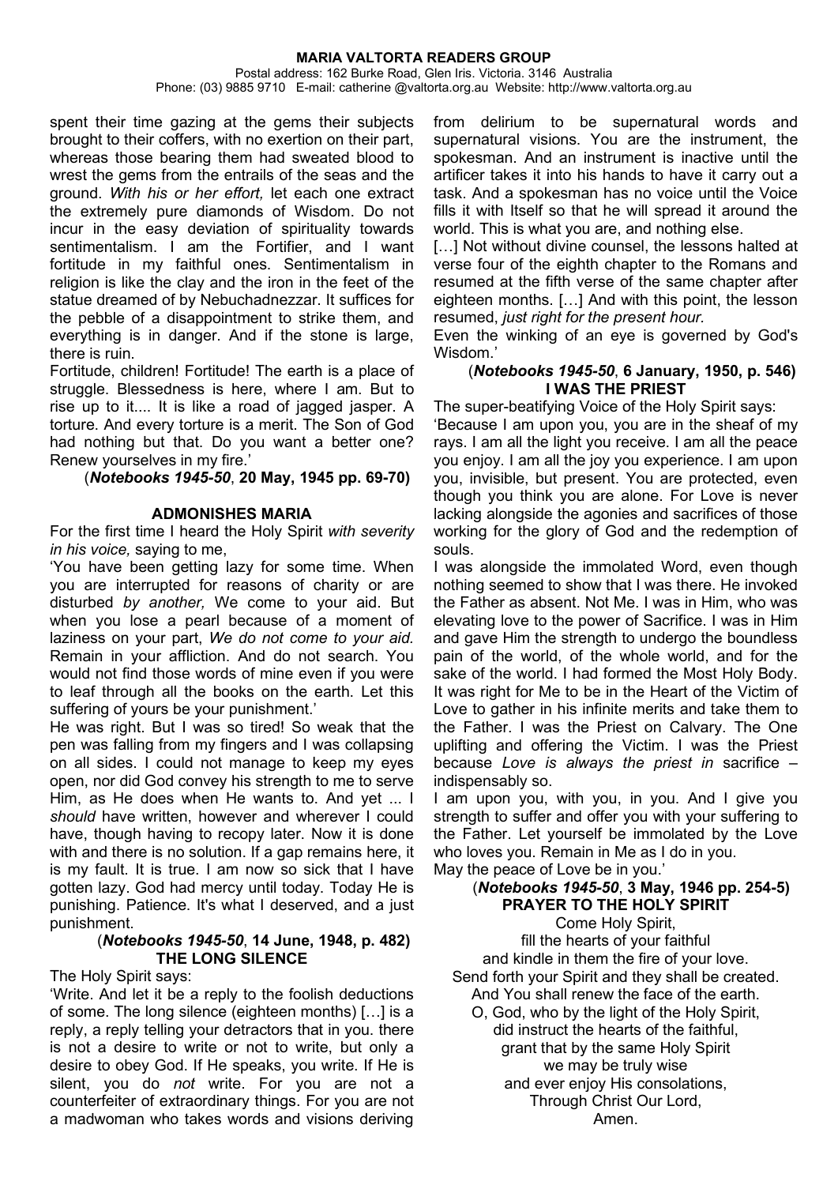spent their time gazing at the gems their subjects brought to their coffers, with no exertion on their part, whereas those bearing them had sweated blood to wrest the gems from the entrails of the seas and the ground. *With his or her effort,* let each one extract the extremely pure diamonds of Wisdom. Do not incur in the easy deviation of spirituality towards sentimentalism. I am the Fortifier, and I want fortitude in my faithful ones. Sentimentalism in religion is like the clay and the iron in the feet of the statue dreamed of by Nebuchadnezzar. It suffices for the pebble of a disappointment to strike them, and everything is in danger. And if the stone is large, there is ruin.

Fortitude, children! Fortitude! The earth is a place of struggle. Blessedness is here, where I am. But to rise up to it.... It is like a road of jagged jasper. A torture. And every torture is a merit. The Son of God had nothing but that. Do you want a better one? Renew yourselves in my fire.'

(***Notebooks 1945-50***, **20 May, 1945 pp. 69-70)**

### ADMONISHES MARIA

For the first time I heard the Holy Spirit *with severity in his voice,* saying to me,

'You have been getting lazy for some time. When you are interrupted for reasons of charity or are disturbed *by another,* We come to your aid. But when you lose a pearl because of a moment of laziness on your part, *We do not come to your aid.* Remain in your affliction. And do not search. You would not find those words of mine even if you were to leaf through all the books on the earth. Let this suffering of yours be your punishment.'

He was right. But I was so tired! So weak that the pen was falling from my fingers and I was collapsing on all sides. I could not manage to keep my eyes open, nor did God convey his strength to me to serve Him, as He does when He wants to. And yet ... I *should* have written, however and wherever I could have, though having to recopy later. Now it is done with and there is no solution. If a gap remains here, it is my fault. It is true. I am now so sick that I have gotten lazy. God had mercy until today. Today He is punishing. Patience. It's what I deserved, and a just punishment.

(***Notebooks 1945-50***, **14 June, 1948, p. 482)**

### THE LONG SILENCE

The Holy Spirit says:

'Write. And let it be a reply to the foolish deductions of some. The long silence (eighteen months) […] is a reply, a reply telling your detractors that in you. there is not a desire to write or not to write, but only a desire to obey God. If He speaks, you write. If He is silent, you do *not* write. For you are not a counterfeiter of extraordinary things. For you are not a madwoman who takes words and visions deriving from delirium to be supernatural words and supernatural visions. You are the instrument, the spokesman. And an instrument is inactive until the artificer takes it into his hands to have it carry out a task. And a spokesman has no voice until the Voice fills it with Itself so that he will spread it around the world. This is what you are, and nothing else.

[…] Not without divine counsel, the lessons halted at verse four of the eighth chapter to the Romans and resumed at the fifth verse of the same chapter after eighteen months. […] And with this point, the lesson resumed, *just right for the present hour.*

Even the winking of an eye is governed by God's Wisdom.'

(***Notebooks 1945-50***, **6 January, 1950, p. 546)**

### I WAS THE PRIEST

The super-beatifying Voice of the Holy Spirit says:

'Because I am upon you, you are in the sheaf of my rays. I am all the light you receive. I am all the peace you enjoy. I am all the joy you experience. I am upon you, invisible, but present. You are protected, even though you think you are alone. For Love is never lacking alongside the agonies and sacrifices of those working for the glory of God and the redemption of souls.

I was alongside the immolated Word, even though nothing seemed to show that I was there. He invoked the Father as absent. Not Me. I was in Him, who was elevating love to the power of Sacrifice. I was in Him and gave Him the strength to undergo the boundless pain of the world, of the whole world, and for the sake of the world. I had formed the Most Holy Body. It was right for Me to be in the Heart of the Victim of Love to gather in his infinite merits and take them to the Father. I was the Priest on Calvary. The One uplifting and offering the Victim. I was the Priest because *Love is always the priest in* sacrifice – indispensably so.

I am upon you, with you, in you. And I give you strength to suffer and offer you with your suffering to the Father. Let yourself be immolated by the Love who loves you. Remain in Me as I do in you.

May the peace of Love be in you.'

(***Notebooks 1945-50***, **3 May, 1946 pp. 254-5)**

### PRAYER TO THE HOLY SPIRIT

Come Holy Spirit,  
fill the hearts of your faithful  
and kindle in them the fire of your love.  
Send forth your Spirit and they shall be created.  
And You shall renew the face of the earth.  
O, God, who by the light of the Holy Spirit,  
did instruct the hearts of the faithful,  
grant that by the same Holy Spirit  
we may be truly wise  
and ever enjoy His consolations,  
Through Christ Our Lord,  
Amen.